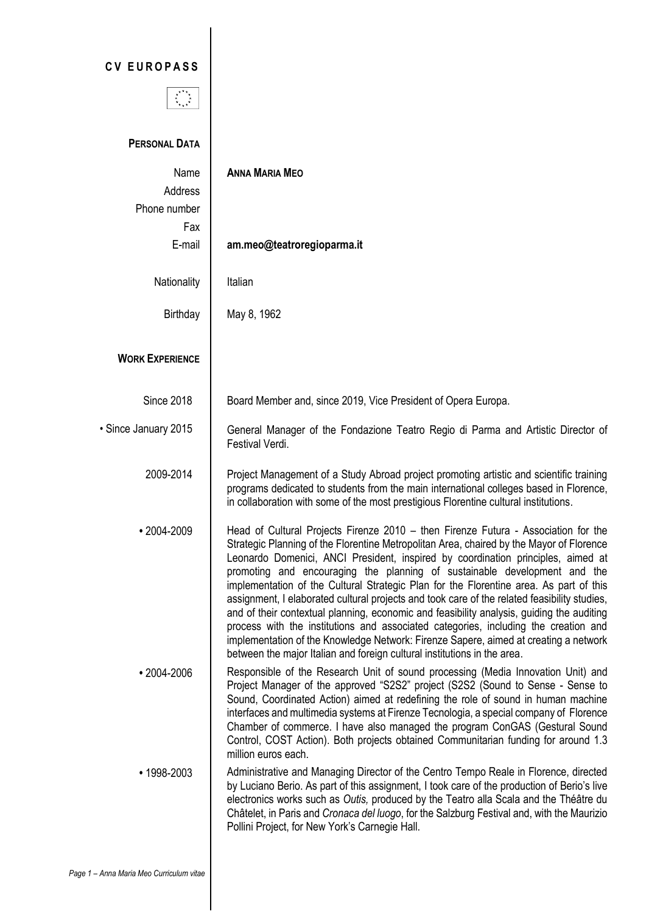# CV EUROPASS

## PERSONAL DATA

| | |
|---|---|
| Name | **ANNA MARIA MEO** |
| Address | |
| Phone number | |
| Fax | |
| E-mail | **am.meo@teatroregioparma.it** |
| Nationality | Italian |
| Birthday | May 8, 1962 |

## WORK EXPERIENCE

**Since 2018**
Board Member and, since 2019, Vice President of Opera Europa.

**• Since January 2015**
General Manager of the Fondazione Teatro Regio di Parma and Artistic Director of Festival Verdi.

**2009-2014**
Project Management of a Study Abroad project promoting artistic and scientific training programs dedicated to students from the main international colleges based in Florence, in collaboration with some of the most prestigious Florentine cultural institutions.

**• 2004-2009**
Head of Cultural Projects Firenze 2010 – then Firenze Futura - Association for the Strategic Planning of the Florentine Metropolitan Area, chaired by the Mayor of Florence Leonardo Domenici, ANCI President, inspired by coordination principles, aimed at promoting and encouraging the planning of sustainable development and the implementation of the Cultural Strategic Plan for the Florentine area. As part of this assignment, I elaborated cultural projects and took care of the related feasibility studies, and of their contextual planning, economic and feasibility analysis, guiding the auditing process with the institutions and associated categories, including the creation and implementation of the Knowledge Network: Firenze Sapere, aimed at creating a network between the major Italian and foreign cultural institutions in the area.

**• 2004-2006**
Responsible of the Research Unit of sound processing (Media Innovation Unit) and Project Manager of the approved "S2S2" project (S2S2 (Sound to Sense - Sense to Sound, Coordinated Action) aimed at redefining the role of sound in human machine interfaces and multimedia systems at Firenze Tecnologia, a special company of Florence Chamber of commerce. I have also managed the program ConGAS (Gestural Sound Control, COST Action). Both projects obtained Communitarian funding for around 1.3 million euros each.

**• 1998-2003**
Administrative and Managing Director of the Centro Tempo Reale in Florence, directed by Luciano Berio. As part of this assignment, I took care of the production of Berio's live electronics works such as *Outis,* produced by the Teatro alla Scala and the Théâtre du Châtelet, in Paris and *Cronaca del luogo*, for the Salzburg Festival and, with the Maurizio Pollini Project, for New York's Carnegie Hall.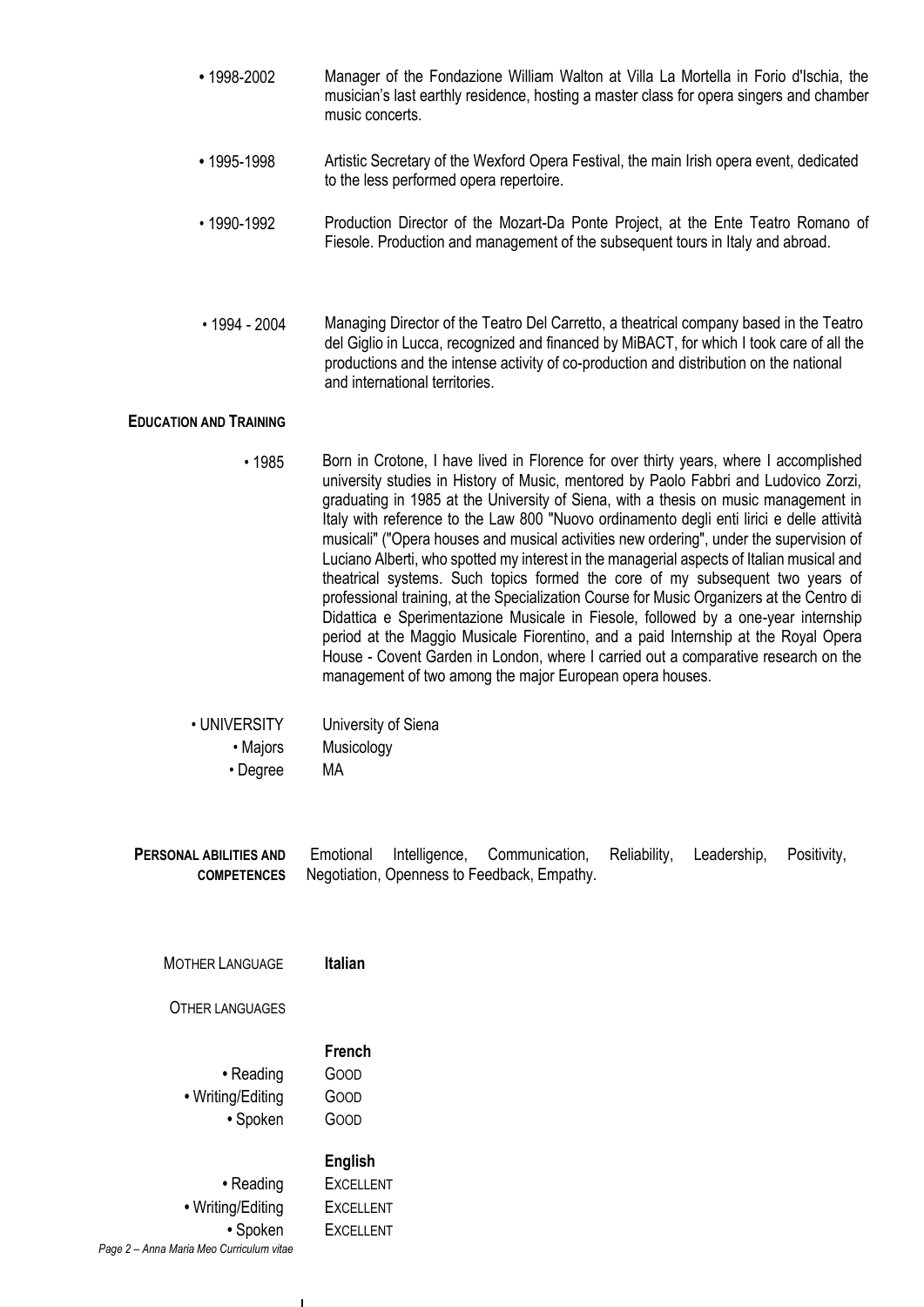- **1998-2002** Manager of the Fondazione William Walton at Villa La Mortella in Forio d'Ischia, the musician's last earthly residence, hosting a master class for opera singers and chamber music concerts.

- **1995-1998** Artistic Secretary of the Wexford Opera Festival, the main Irish opera event, dedicated to the less performed opera repertoire.

- 1990-1992 Production Director of the Mozart-Da Ponte Project, at the Ente Teatro Romano of Fiesole. Production and management of the subsequent tours in Italy and abroad.

- 1994 - 2004 Managing Director of the Teatro Del Carretto, a theatrical company based in the Teatro del Giglio in Lucca, recognized and financed by MiBACT, for which I took care of all the productions and the intense activity of co-production and distribution on the national and international territories.

## EDUCATION AND TRAINING

- 1985 Born in Crotone, I have lived in Florence for over thirty years, where I accomplished university studies in History of Music, mentored by Paolo Fabbri and Ludovico Zorzi, graduating in 1985 at the University of Siena, with a thesis on music management in Italy with reference to the Law 800 "Nuovo ordinamento degli enti lirici e delle attività musicali" ("Opera houses and musical activities new ordering", under the supervision of Luciano Alberti, who spotted my interest in the managerial aspects of Italian musical and theatrical systems. Such topics formed the core of my subsequent two years of professional training, at the Specialization Course for Music Organizers at the Centro di Didattica e Sperimentazione Musicale in Fiesole, followed by a one-year internship period at the Maggio Musicale Fiorentino, and a paid Internship at the Royal Opera House - Covent Garden in London, where I carried out a comparative research on the management of two among the major European opera houses.

- UNIVERSITY University of Siena
  - Majors Musicology
  - Degree MA

## PERSONAL ABILITIES AND COMPETENCES

Emotional Intelligence, Communication, Reliability, Leadership, Positivity, Negotiation, Openness to Feedback, Empathy.

MOTHER LANGUAGE **Italian**

OTHER LANGUAGES

**French**

- Reading GOOD
- Writing/Editing GOOD
- Spoken GOOD

**English**

- Reading EXCELLENT
- Writing/Editing EXCELLENT
- Spoken EXCELLENT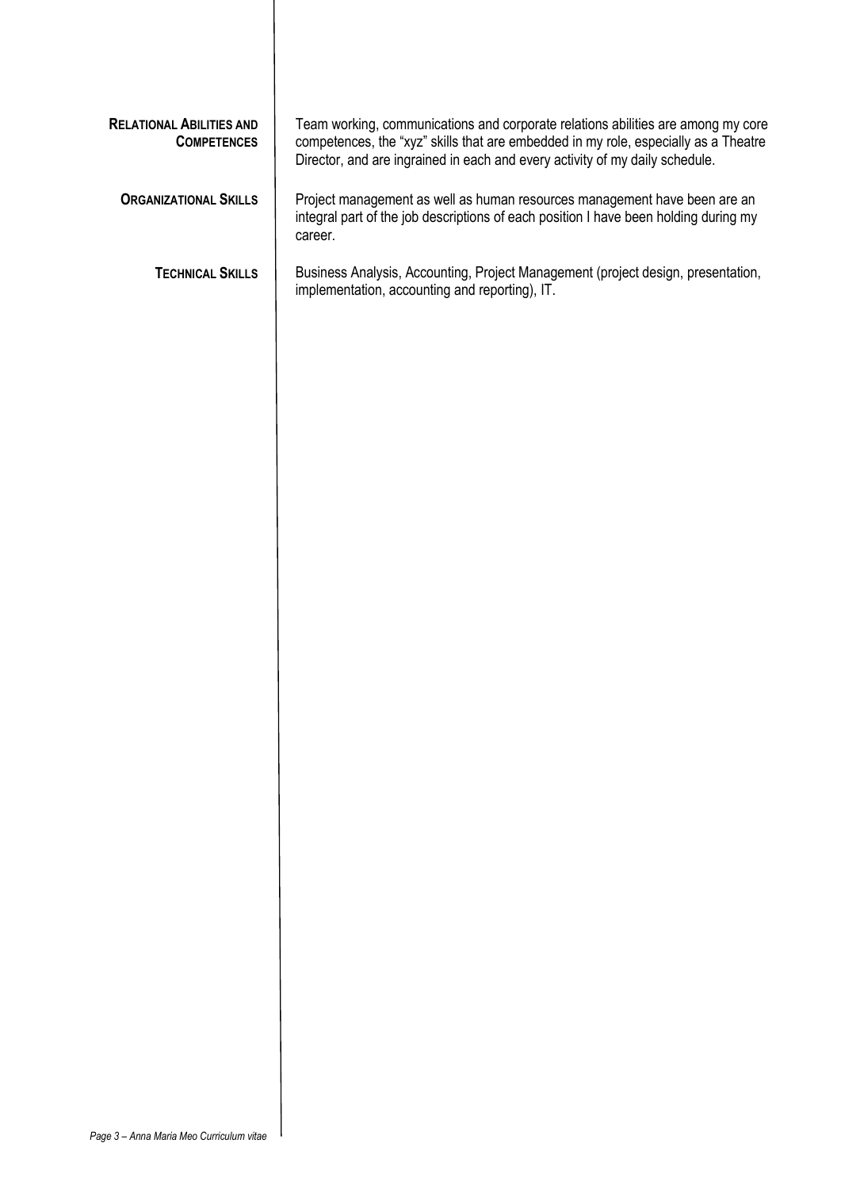**Relational Abilities and Competences**

Team working, communications and corporate relations abilities are among my core competences, the "xyz" skills that are embedded in my role, especially as a Theatre Director, and are ingrained in each and every activity of my daily schedule.

**Organizational Skills**

Project management as well as human resources management have been are an integral part of the job descriptions of each position I have been holding during my career.

**Technical Skills**

Business Analysis, Accounting, Project Management (project design, presentation, implementation, accounting and reporting), IT.